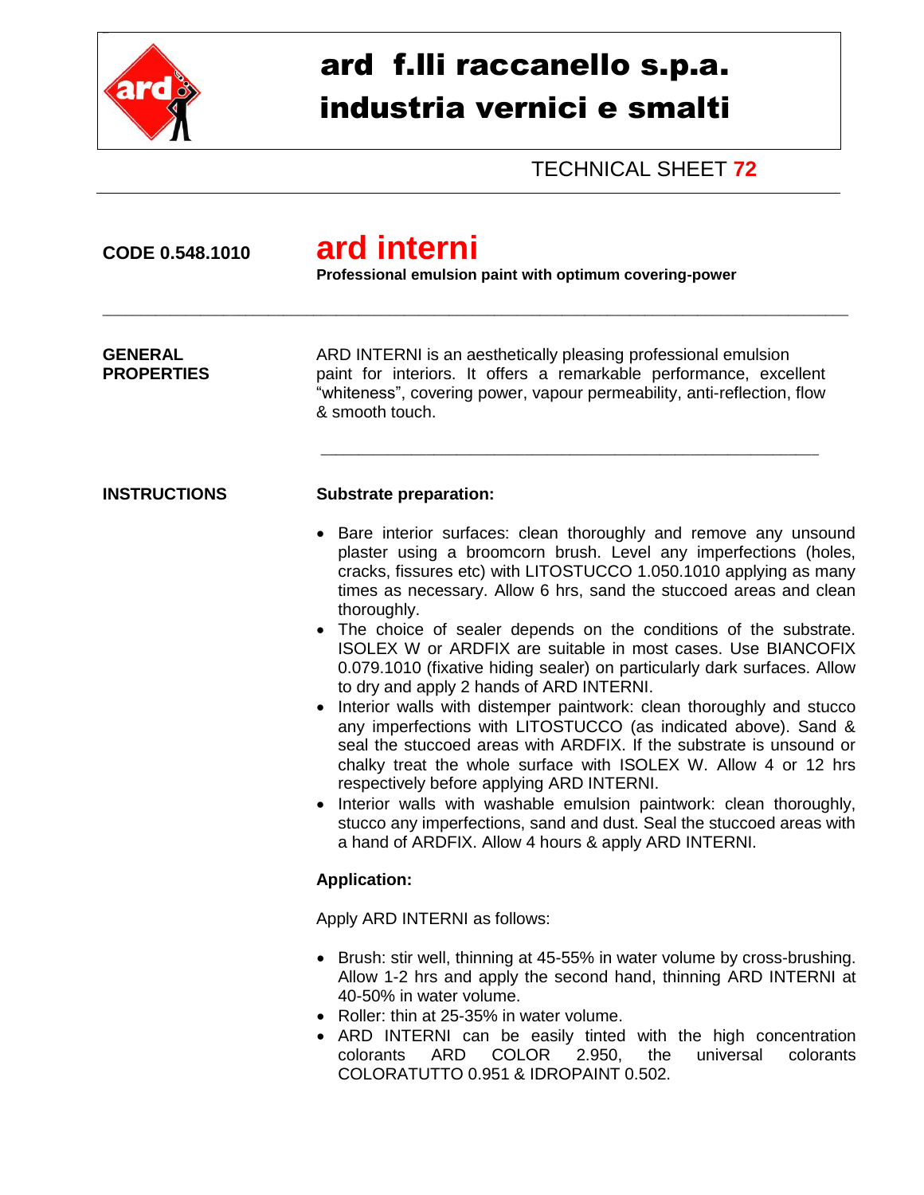# ard f.lli raccanello s.p.a.
# industria vernici e smalti

TECHNICAL SHEET **72**

---

**CODE 0.548.1010**

## ard interni

**Professional emulsion paint with optimum covering-power**

---

**GENERAL PROPERTIES**

ARD INTERNI is an aesthetically pleasing professional emulsion paint for interiors. It offers a remarkable performance, excellent "whiteness", covering power, vapour permeability, anti-reflection, flow & smooth touch.

---

**INSTRUCTIONS**

**Substrate preparation:**

- Bare interior surfaces: clean thoroughly and remove any unsound plaster using a broomcorn brush. Level any imperfections (holes, cracks, fissures etc) with LITOSTUCCO 1.050.1010 applying as many times as necessary. Allow 6 hrs, sand the stuccoed areas and clean thoroughly.
- The choice of sealer depends on the conditions of the substrate. ISOLEX W or ARDFIX are suitable in most cases. Use BIANCOFIX 0.079.1010 (fixative hiding sealer) on particularly dark surfaces. Allow to dry and apply 2 hands of ARD INTERNI.
- Interior walls with distemper paintwork: clean thoroughly and stucco any imperfections with LITOSTUCCO (as indicated above). Sand & seal the stuccoed areas with ARDFIX. If the substrate is unsound or chalky treat the whole surface with ISOLEX W. Allow 4 or 12 hrs respectively before applying ARD INTERNI.
- Interior walls with washable emulsion paintwork: clean thoroughly, stucco any imperfections, sand and dust. Seal the stuccoed areas with a hand of ARDFIX. Allow 4 hours & apply ARD INTERNI.

**Application:**

Apply ARD INTERNI as follows:

- Brush: stir well, thinning at 45-55% in water volume by cross-brushing. Allow 1-2 hrs and apply the second hand, thinning ARD INTERNI at 40-50% in water volume.
- Roller: thin at 25-35% in water volume.
- ARD INTERNI can be easily tinted with the high concentration colorants ARD COLOR 2.950, the universal colorants COLORATUTTO 0.951 & IDROPAINT 0.502.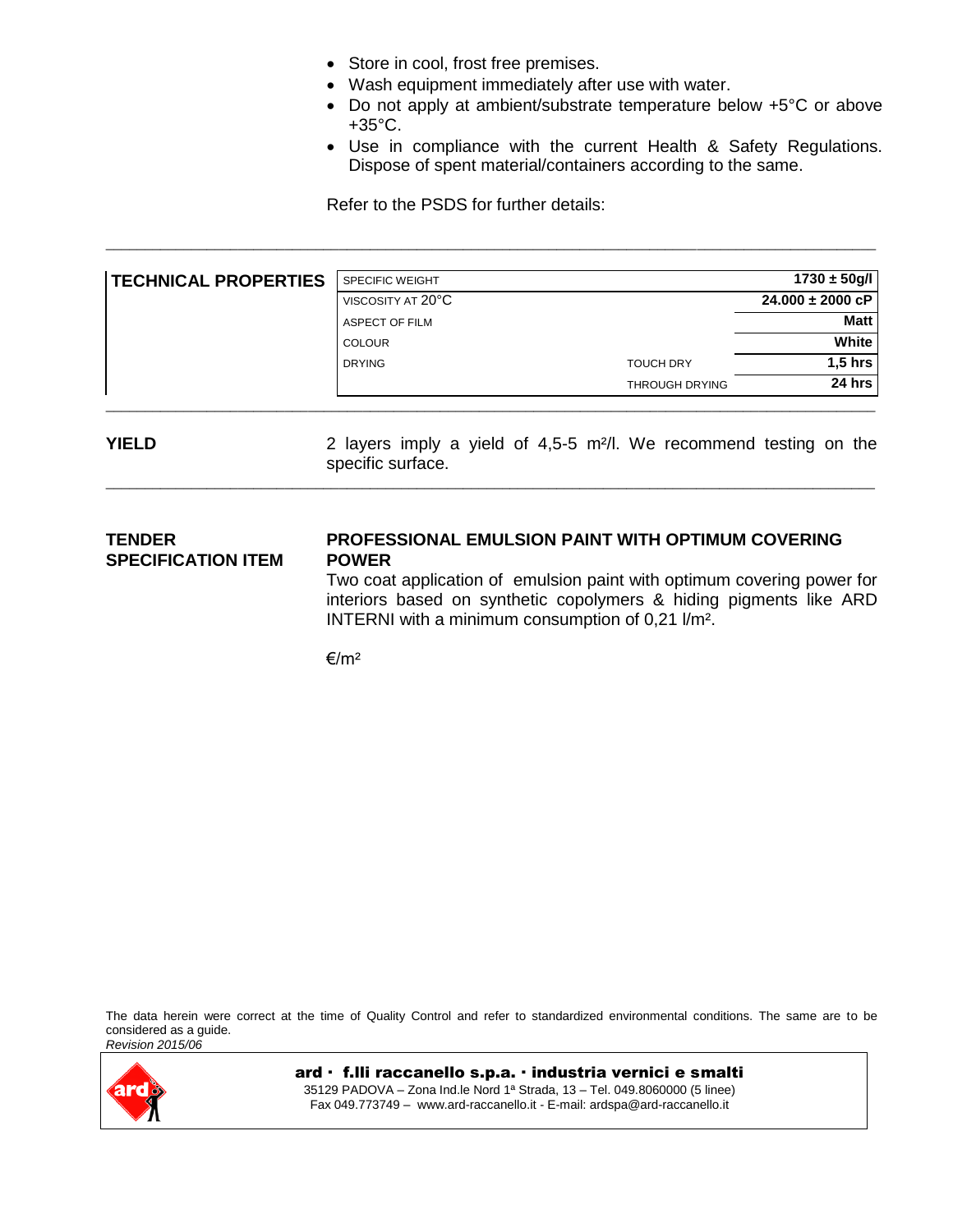- Store in cool, frost free premises.
- Wash equipment immediately after use with water.
- Do not apply at ambient/substrate temperature below +5°C or above +35°C.
- Use in compliance with the current Health & Safety Regulations. Dispose of spent material/containers according to the same.

Refer to the PSDS for further details:

**TECHNICAL PROPERTIES**

| | | |
|---|---|---|
| SPECIFIC WEIGHT | | **1730 ± 50g/l** |
| VISCOSITY AT 20°C | | **24.000 ± 2000 cP** |
| ASPECT OF FILM | | **Matt** |
| COLOUR | | **White** |
| DRYING | TOUCH DRY | **1,5 hrs** |
| | THROUGH DRYING | **24 hrs** |

**YIELD**

2 layers imply a yield of 4,5-5 m²/l. We recommend testing on the specific surface.

**TENDER SPECIFICATION ITEM**

**PROFESSIONAL EMULSION PAINT WITH OPTIMUM COVERING POWER**

Two coat application of emulsion paint with optimum covering power for interiors based on synthetic copolymers & hiding pigments like ARD INTERNI with a minimum consumption of 0,21 l/m².

€/m²

The data herein were correct at the time of Quality Control and refer to standardized environmental conditions. The same are to be considered as a guide.

*Revision 2015/06*

**ard · f.lli raccanello s.p.a. · industria vernici e smalti**
35129 PADOVA – Zona Ind.le Nord 1ª Strada, 13 – Tel. 049.8060000 (5 linee)
Fax 049.773749 – www.ard-raccanello.it - E-mail: ardspa@ard-raccanello.it